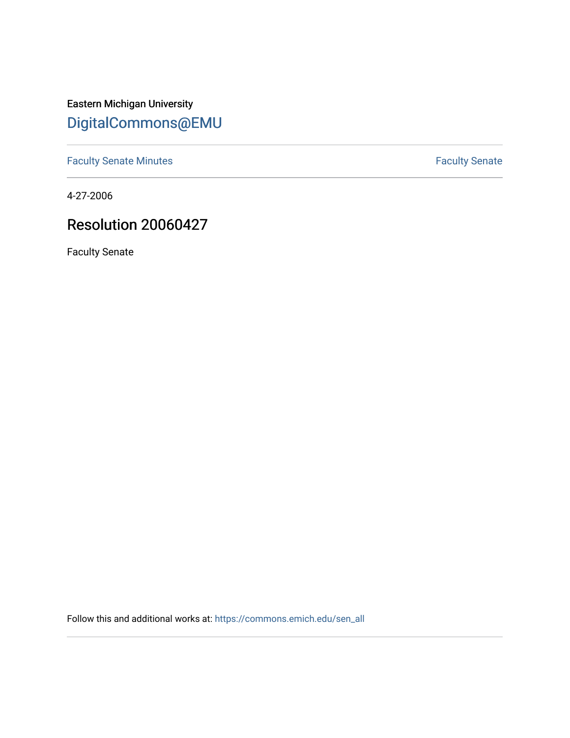Eastern Michigan University

# DigitalCommons@EMU

Faculty Senate Minutes

Faculty Senate

4-27-2006

## Resolution 20060427

Faculty Senate

Follow this and additional works at: https://commons.emich.edu/sen_all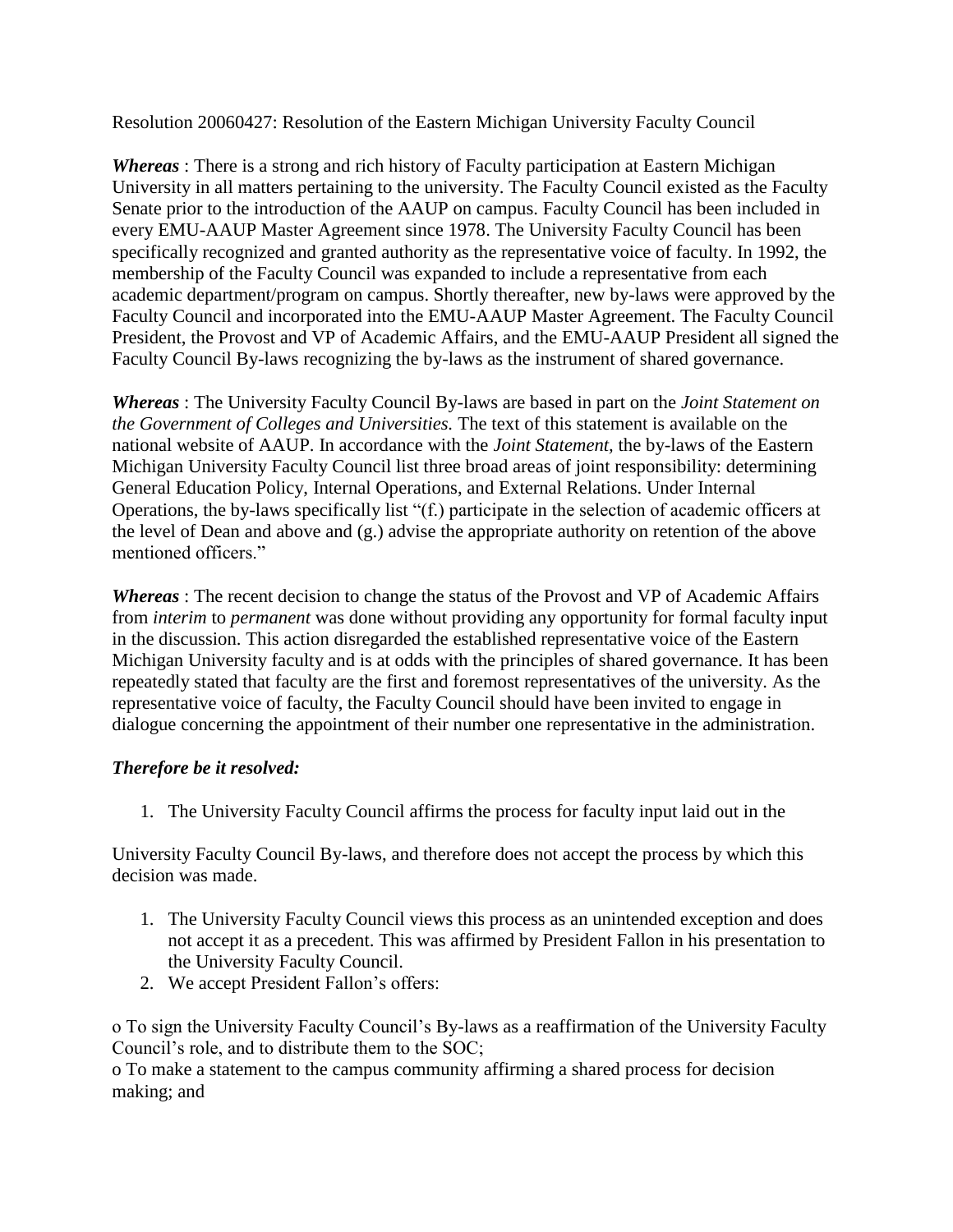Resolution 20060427: Resolution of the Eastern Michigan University Faculty Council

***Whereas*** : There is a strong and rich history of Faculty participation at Eastern Michigan University in all matters pertaining to the university. The Faculty Council existed as the Faculty Senate prior to the introduction of the AAUP on campus. Faculty Council has been included in every EMU-AAUP Master Agreement since 1978. The University Faculty Council has been specifically recognized and granted authority as the representative voice of faculty. In 1992, the membership of the Faculty Council was expanded to include a representative from each academic department/program on campus. Shortly thereafter, new by-laws were approved by the Faculty Council and incorporated into the EMU-AAUP Master Agreement. The Faculty Council President, the Provost and VP of Academic Affairs, and the EMU-AAUP President all signed the Faculty Council By-laws recognizing the by-laws as the instrument of shared governance.

***Whereas*** : The University Faculty Council By-laws are based in part on the *Joint Statement on the Government of Colleges and Universities.* The text of this statement is available on the national website of AAUP. In accordance with the *Joint Statement,* the by-laws of the Eastern Michigan University Faculty Council list three broad areas of joint responsibility: determining General Education Policy, Internal Operations, and External Relations. Under Internal Operations, the by-laws specifically list "(f.) participate in the selection of academic officers at the level of Dean and above and (g.) advise the appropriate authority on retention of the above mentioned officers."

***Whereas*** : The recent decision to change the status of the Provost and VP of Academic Affairs from *interim* to *permanent* was done without providing any opportunity for formal faculty input in the discussion. This action disregarded the established representative voice of the Eastern Michigan University faculty and is at odds with the principles of shared governance. It has been repeatedly stated that faculty are the first and foremost representatives of the university. As the representative voice of faculty, the Faculty Council should have been invited to engage in dialogue concerning the appointment of their number one representative in the administration.

***Therefore be it resolved:***

1. The University Faculty Council affirms the process for faculty input laid out in the

University Faculty Council By-laws, and therefore does not accept the process by which this decision was made.

1. The University Faculty Council views this process as an unintended exception and does not accept it as a precedent. This was affirmed by President Fallon in his presentation to the University Faculty Council.
2. We accept President Fallon's offers:

o To sign the University Faculty Council's By-laws as a reaffirmation of the University Faculty Council's role, and to distribute them to the SOC;
o To make a statement to the campus community affirming a shared process for decision making; and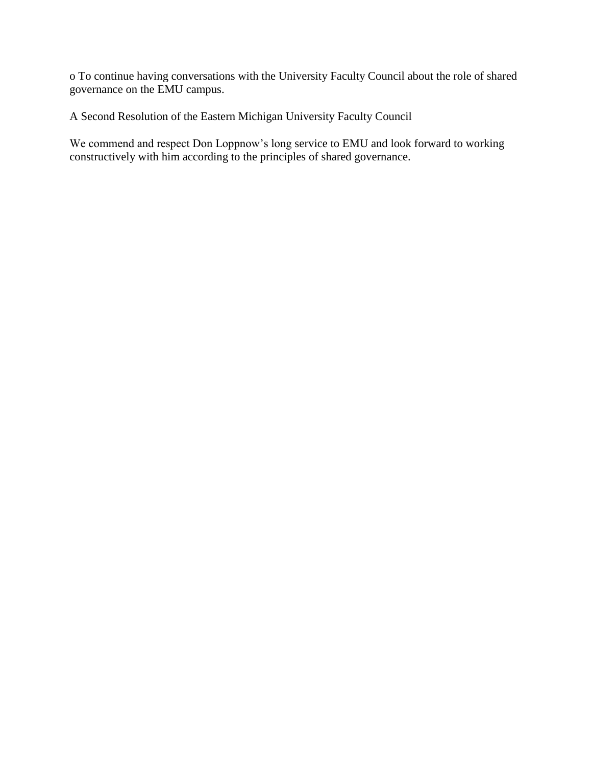o To continue having conversations with the University Faculty Council about the role of shared governance on the EMU campus.

A Second Resolution of the Eastern Michigan University Faculty Council

We commend and respect Don Loppnow's long service to EMU and look forward to working constructively with him according to the principles of shared governance.